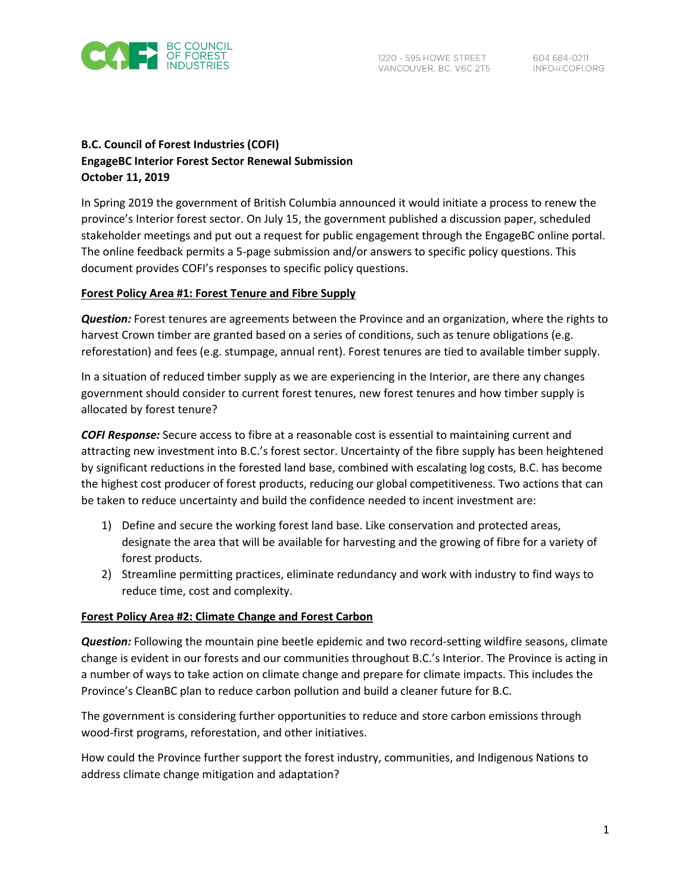BC COUNCIL OF FOREST INDUSTRIES

1220 - 595 HOWE STREET
VANCOUVER, BC. V6C 2T5

604 684-0211
INFO@COFI.ORG

**B.C. Council of Forest Industries (COFI)**
**EngageBC Interior Forest Sector Renewal Submission**
**October 11, 2019**

In Spring 2019 the government of British Columbia announced it would initiate a process to renew the province's Interior forest sector. On July 15, the government published a discussion paper, scheduled stakeholder meetings and put out a request for public engagement through the EngageBC online portal. The online feedback permits a 5-page submission and/or answers to specific policy questions. This document provides COFI's responses to specific policy questions.

**Forest Policy Area #1: Forest Tenure and Fibre Supply**

***Question:*** Forest tenures are agreements between the Province and an organization, where the rights to harvest Crown timber are granted based on a series of conditions, such as tenure obligations (e.g. reforestation) and fees (e.g. stumpage, annual rent). Forest tenures are tied to available timber supply.

In a situation of reduced timber supply as we are experiencing in the Interior, are there any changes government should consider to current forest tenures, new forest tenures and how timber supply is allocated by forest tenure?

***COFI Response:*** Secure access to fibre at a reasonable cost is essential to maintaining current and attracting new investment into B.C.'s forest sector. Uncertainty of the fibre supply has been heightened by significant reductions in the forested land base, combined with escalating log costs, B.C. has become the highest cost producer of forest products, reducing our global competitiveness. Two actions that can be taken to reduce uncertainty and build the confidence needed to incent investment are:

1) Define and secure the working forest land base. Like conservation and protected areas, designate the area that will be available for harvesting and the growing of fibre for a variety of forest products.
2) Streamline permitting practices, eliminate redundancy and work with industry to find ways to reduce time, cost and complexity.

**Forest Policy Area #2: Climate Change and Forest Carbon**

***Question:*** Following the mountain pine beetle epidemic and two record-setting wildfire seasons, climate change is evident in our forests and our communities throughout B.C.'s Interior. The Province is acting in a number of ways to take action on climate change and prepare for climate impacts. This includes the Province's CleanBC plan to reduce carbon pollution and build a cleaner future for B.C.

The government is considering further opportunities to reduce and store carbon emissions through wood-first programs, reforestation, and other initiatives.

How could the Province further support the forest industry, communities, and Indigenous Nations to address climate change mitigation and adaptation?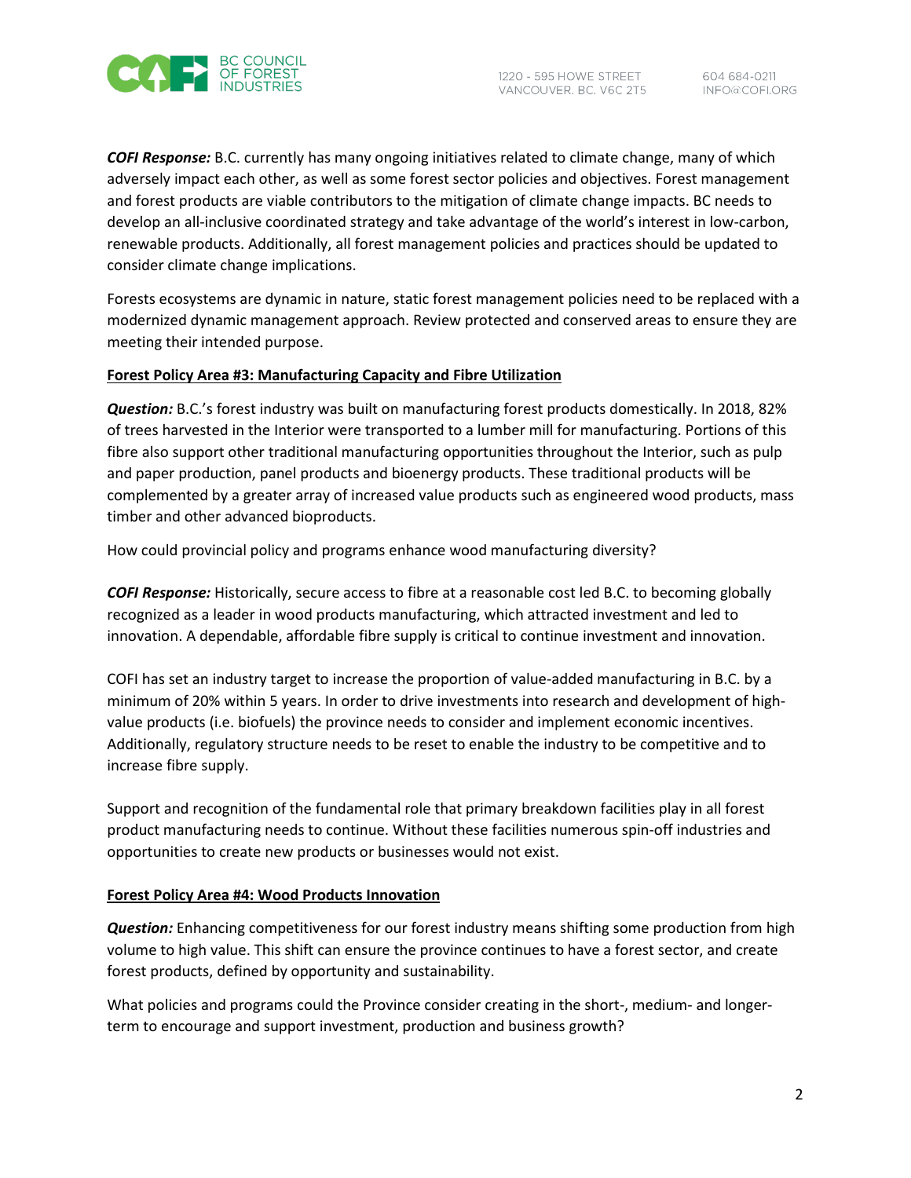***COFI Response:*** B.C. currently has many ongoing initiatives related to climate change, many of which adversely impact each other, as well as some forest sector policies and objectives. Forest management and forest products are viable contributors to the mitigation of climate change impacts. BC needs to develop an all-inclusive coordinated strategy and take advantage of the world's interest in low-carbon, renewable products. Additionally, all forest management policies and practices should be updated to consider climate change implications.

Forests ecosystems are dynamic in nature, static forest management policies need to be replaced with a modernized dynamic management approach. Review protected and conserved areas to ensure they are meeting their intended purpose.

**Forest Policy Area #3: Manufacturing Capacity and Fibre Utilization**

***Question:*** B.C.'s forest industry was built on manufacturing forest products domestically. In 2018, 82% of trees harvested in the Interior were transported to a lumber mill for manufacturing. Portions of this fibre also support other traditional manufacturing opportunities throughout the Interior, such as pulp and paper production, panel products and bioenergy products. These traditional products will be complemented by a greater array of increased value products such as engineered wood products, mass timber and other advanced bioproducts.

How could provincial policy and programs enhance wood manufacturing diversity?

***COFI Response:*** Historically, secure access to fibre at a reasonable cost led B.C. to becoming globally recognized as a leader in wood products manufacturing, which attracted investment and led to innovation. A dependable, affordable fibre supply is critical to continue investment and innovation.

COFI has set an industry target to increase the proportion of value-added manufacturing in B.C. by a minimum of 20% within 5 years. In order to drive investments into research and development of high-value products (i.e. biofuels) the province needs to consider and implement economic incentives. Additionally, regulatory structure needs to be reset to enable the industry to be competitive and to increase fibre supply.

Support and recognition of the fundamental role that primary breakdown facilities play in all forest product manufacturing needs to continue. Without these facilities numerous spin-off industries and opportunities to create new products or businesses would not exist.

**Forest Policy Area #4: Wood Products Innovation**

***Question:*** Enhancing competitiveness for our forest industry means shifting some production from high volume to high value. This shift can ensure the province continues to have a forest sector, and create forest products, defined by opportunity and sustainability.

What policies and programs could the Province consider creating in the short-, medium- and longer-term to encourage and support investment, production and business growth?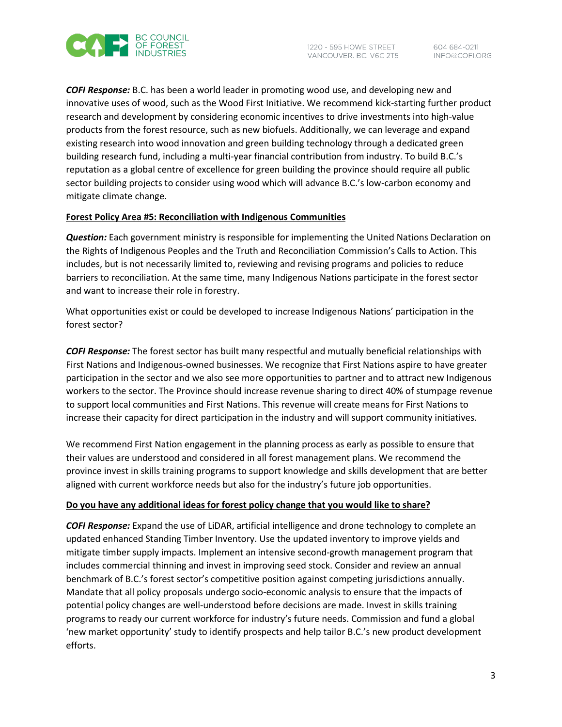***COFI Response:*** B.C. has been a world leader in promoting wood use, and developing new and innovative uses of wood, such as the Wood First Initiative. We recommend kick-starting further product research and development by considering economic incentives to drive investments into high-value products from the forest resource, such as new biofuels. Additionally, we can leverage and expand existing research into wood innovation and green building technology through a dedicated green building research fund, including a multi-year financial contribution from industry. To build B.C.'s reputation as a global centre of excellence for green building the province should require all public sector building projects to consider using wood which will advance B.C.'s low-carbon economy and mitigate climate change.

**<u>Forest Policy Area #5: Reconciliation with Indigenous Communities</u>**

***Question:*** Each government ministry is responsible for implementing the United Nations Declaration on the Rights of Indigenous Peoples and the Truth and Reconciliation Commission's Calls to Action. This includes, but is not necessarily limited to, reviewing and revising programs and policies to reduce barriers to reconciliation. At the same time, many Indigenous Nations participate in the forest sector and want to increase their role in forestry.

What opportunities exist or could be developed to increase Indigenous Nations' participation in the forest sector?

***COFI Response:*** The forest sector has built many respectful and mutually beneficial relationships with First Nations and Indigenous-owned businesses. We recognize that First Nations aspire to have greater participation in the sector and we also see more opportunities to partner and to attract new Indigenous workers to the sector. The Province should increase revenue sharing to direct 40% of stumpage revenue to support local communities and First Nations. This revenue will create means for First Nations to increase their capacity for direct participation in the industry and will support community initiatives.

We recommend First Nation engagement in the planning process as early as possible to ensure that their values are understood and considered in all forest management plans. We recommend the province invest in skills training programs to support knowledge and skills development that are better aligned with current workforce needs but also for the industry's future job opportunities.

**<u>Do you have any additional ideas for forest policy change that you would like to share?</u>**

***COFI Response:*** Expand the use of LiDAR, artificial intelligence and drone technology to complete an updated enhanced Standing Timber Inventory. Use the updated inventory to improve yields and mitigate timber supply impacts. Implement an intensive second-growth management program that includes commercial thinning and invest in improving seed stock. Consider and review an annual benchmark of B.C.'s forest sector's competitive position against competing jurisdictions annually. Mandate that all policy proposals undergo socio-economic analysis to ensure that the impacts of potential policy changes are well-understood before decisions are made. Invest in skills training programs to ready our current workforce for industry's future needs. Commission and fund a global 'new market opportunity' study to identify prospects and help tailor B.C.'s new product development efforts.